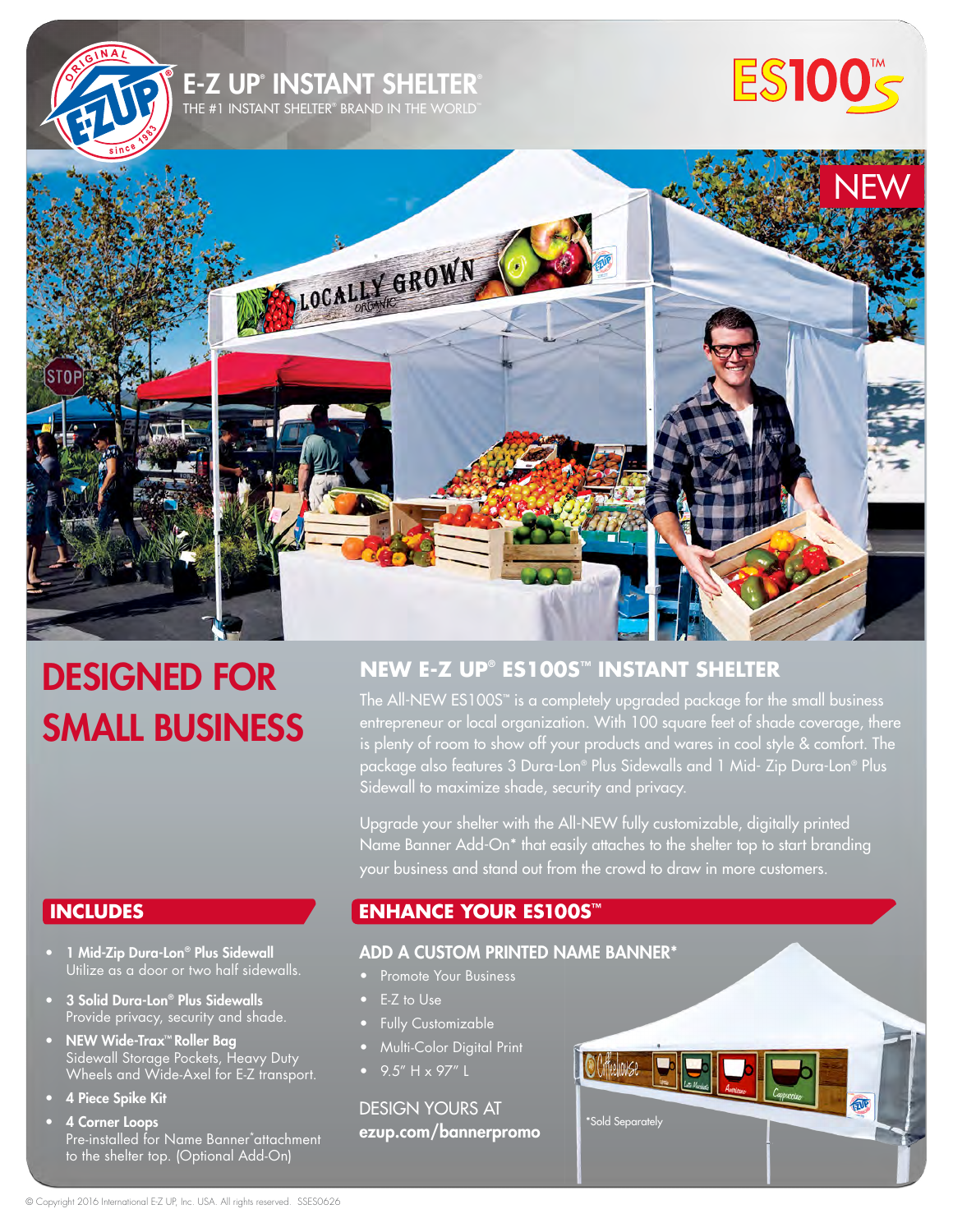# E-Z UP® INSTANT SHELTER®

THE #1 INSTANT SHELTER® BRAND IN THE WORLD™

ES100S™

NEW

# DESIGNED FOR SMALL BUSINESS

## NEW E-Z UP® ES100S™ INSTANT SHELTER

The All-NEW ES100S™ is a completely upgraded package for the small business entrepreneur or local organization. With 100 square feet of shade coverage, there is plenty of room to show off your products and wares in cool style & comfort. The package also features 3 Dura-Lon® Plus Sidewalls and 1 Mid- Zip Dura-Lon® Plus Sidewall to maximize shade, security and privacy.

Upgrade your shelter with the All-NEW fully customizable, digitally printed Name Banner Add-On* that easily attaches to the shelter top to start branding your business and stand out from the crowd to draw in more customers.

## INCLUDES

- **1 Mid-Zip Dura-Lon® Plus Sidewall**
  Utilize as a door or two half sidewalls.
- **3 Solid Dura-Lon® Plus Sidewalls**
  Provide privacy, security and shade.
- **NEW Wide-Trax™ Roller Bag**
  Sidewall Storage Pockets, Heavy Duty Wheels and Wide-Axel for E-Z transport.
- **4 Piece Spike Kit**
- **4 Corner Loops**
  Pre-installed for Name Banner* attachment to the shelter top. (Optional Add-On)

## ENHANCE YOUR ES100S™

### ADD A CUSTOM PRINTED NAME BANNER*

- Promote Your Business
- E-Z to Use
- Fully Customizable
- Multi-Color Digital Print
- 9.5" H x 97" L

DESIGN YOURS AT
**ezup.com/bannerpromo**

*Sold Separately

© Copyright 2016 International E-Z UP, Inc. USA. All rights reserved. SSES0626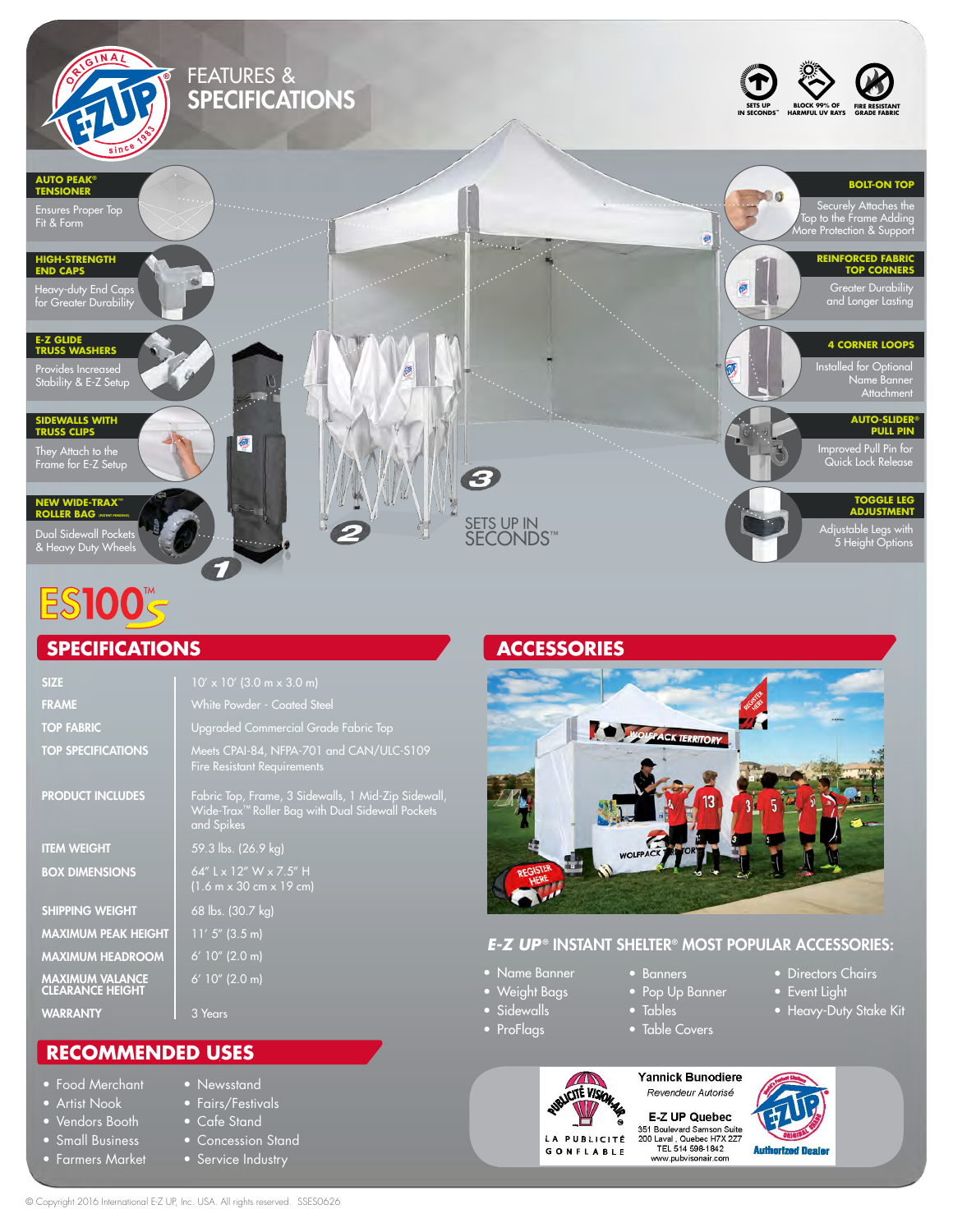# FEATURES & SPECIFICATIONS

SETS UP IN SECONDS™ | BLOCK 99% OF HARMFUL UV RAYS | FIRE RESISTANT GRADE FABRIC

**AUTO PEAK® TENSIONER**
Ensures Proper Top Fit & Form

**HIGH-STRENGTH END CAPS**
Heavy-duty End Caps for Greater Durability

**E-Z GLIDE TRUSS WASHERS**
Provides Increased Stability & E-Z Setup

**SIDEWALLS WITH TRUSS CLIPS**
They Attach to the Frame for E-Z Setup

**NEW WIDE-TRAX™ ROLLER BAG** (PATENT PENDING)
Dual Sidewall Pockets & Heavy Duty Wheels

**BOLT-ON TOP**
Securely Attaches the Top to the Frame Adding More Protection & Support

**REINFORCED FABRIC TOP CORNERS**
Greater Durability and Longer Lasting

**4 CORNER LOOPS**
Installed for Optional Name Banner Attachment

**AUTO-SLIDER® PULL PIN**
Improved Pull Pin for Quick Lock Release

**TOGGLE LEG ADJUSTMENT**
Adjustable Legs with 5 Height Options

1 2 3 SETS UP IN SECONDS™

# ES100S™

## SPECIFICATIONS

| | |
|---|---|
| SIZE | 10' x 10' (3.0 m x 3.0 m) |
| FRAME | White Powder - Coated Steel |
| TOP FABRIC | Upgraded Commercial Grade Fabric Top |
| TOP SPECIFICATIONS | Meets CPAI-84, NFPA-701 and CAN/ULC-S109 Fire Resistant Requirements |
| PRODUCT INCLUDES | Fabric Top, Frame, 3 Sidewalls, 1 Mid-Zip Sidewall, Wide-Trax™ Roller Bag with Dual Sidewall Pockets and Spikes |
| ITEM WEIGHT | 59.3 lbs. (26.9 kg) |
| BOX DIMENSIONS | 64" L x 12" W x 7.5" H (1.6 m x 30 cm x 19 cm) |
| SHIPPING WEIGHT | 68 lbs. (30.7 kg) |
| MAXIMUM PEAK HEIGHT | 11' 5" (3.5 m) |
| MAXIMUM HEADROOM | 6' 10" (2.0 m) |
| MAXIMUM VALANCE CLEARANCE HEIGHT | 6' 10" (2.0 m) |
| WARRANTY | 3 Years |

## RECOMMENDED USES

- Food Merchant
- Artist Nook
- Vendors Booth
- Small Business
- Farmers Market
- Newsstand
- Fairs/Festivals
- Cafe Stand
- Concession Stand
- Service Industry

## ACCESSORIES

### *E-Z UP®* INSTANT SHELTER® MOST POPULAR ACCESSORIES:

- Name Banner
- Weight Bags
- Sidewalls
- ProFlags
- Banners
- Pop Up Banner
- Tables
- Table Covers
- Directors Chairs
- Event Light
- Heavy-Duty Stake Kit

PUBLICITÉ VISION-AIR
LA PUBLICITÉ GONFLABLE

**Yannick Bunodiere**
*Revendeur Autorisé*

**E-Z UP Quebec**
351 Boulevard Samson Suite 200 Laval , Quebec H7X 2Z7
TEL 514 598-1842
www.pubvisonair.com

Authorized Dealer

© Copyright 2016 International E-Z UP, Inc. USA. All rights reserved. SSES0626